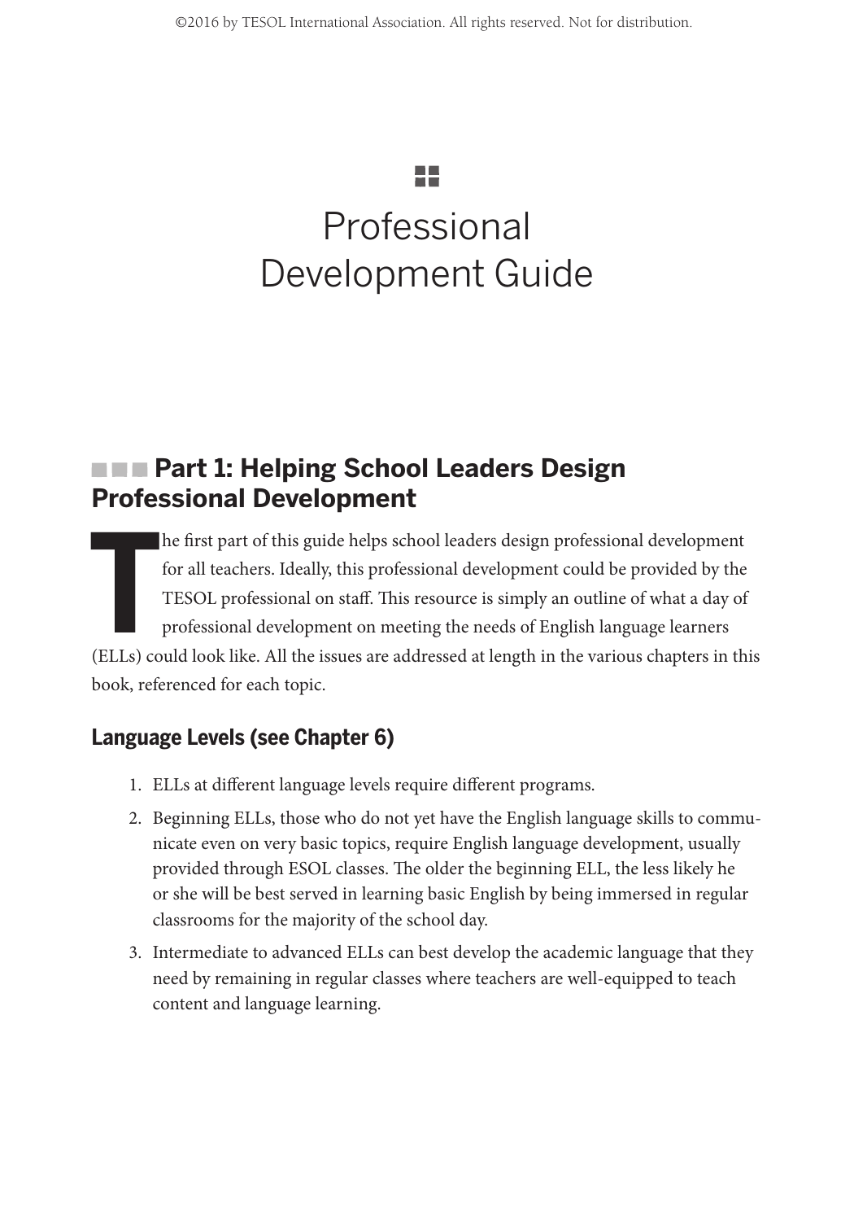# Professional Development Guide

## Part 1: Helping School Leaders Design Professional Development

The first part of this guide helps school leaders design professional development for all teachers. Ideally, this professional development could be provided by the TESOL professional on staff. This resource is simply an outline of what a day of professional development on meeting the needs of English language learners (ELLs) could look like. All the issues are addressed at length in the various chapters in this book, referenced for each topic.

### Language Levels (see Chapter 6)

1. ELLs at different language levels require different programs.
2. Beginning ELLs, those who do not yet have the English language skills to communicate even on very basic topics, require English language development, usually provided through ESOL classes. The older the beginning ELL, the less likely he or she will be best served in learning basic English by being immersed in regular classrooms for the majority of the school day.
3. Intermediate to advanced ELLs can best develop the academic language that they need by remaining in regular classes where teachers are well-equipped to teach content and language learning.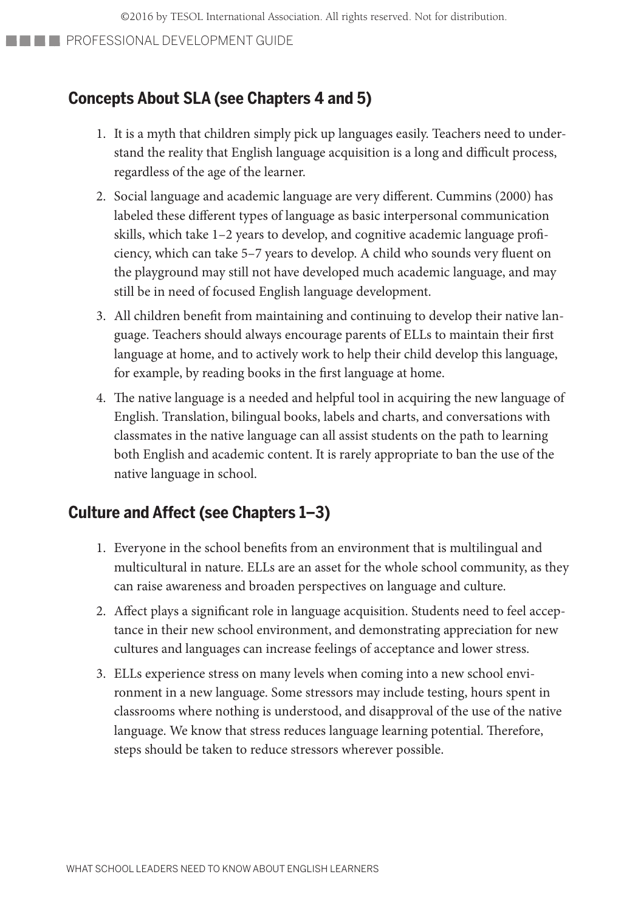## Concepts About SLA (see Chapters 4 and 5)

1. It is a myth that children simply pick up languages easily. Teachers need to understand the reality that English language acquisition is a long and difficult process, regardless of the age of the learner.
2. Social language and academic language are very different. Cummins (2000) has labeled these different types of language as basic interpersonal communication skills, which take 1–2 years to develop, and cognitive academic language proficiency, which can take 5–7 years to develop. A child who sounds very fluent on the playground may still not have developed much academic language, and may still be in need of focused English language development.
3. All children benefit from maintaining and continuing to develop their native language. Teachers should always encourage parents of ELLs to maintain their first language at home, and to actively work to help their child develop this language, for example, by reading books in the first language at home.
4. The native language is a needed and helpful tool in acquiring the new language of English. Translation, bilingual books, labels and charts, and conversations with classmates in the native language can all assist students on the path to learning both English and academic content. It is rarely appropriate to ban the use of the native language in school.

## Culture and Affect (see Chapters 1–3)

1. Everyone in the school benefits from an environment that is multilingual and multicultural in nature. ELLs are an asset for the whole school community, as they can raise awareness and broaden perspectives on language and culture.
2. Affect plays a significant role in language acquisition. Students need to feel acceptance in their new school environment, and demonstrating appreciation for new cultures and languages can increase feelings of acceptance and lower stress.
3. ELLs experience stress on many levels when coming into a new school environment in a new language. Some stressors may include testing, hours spent in classrooms where nothing is understood, and disapproval of the use of the native language. We know that stress reduces language learning potential. Therefore, steps should be taken to reduce stressors wherever possible.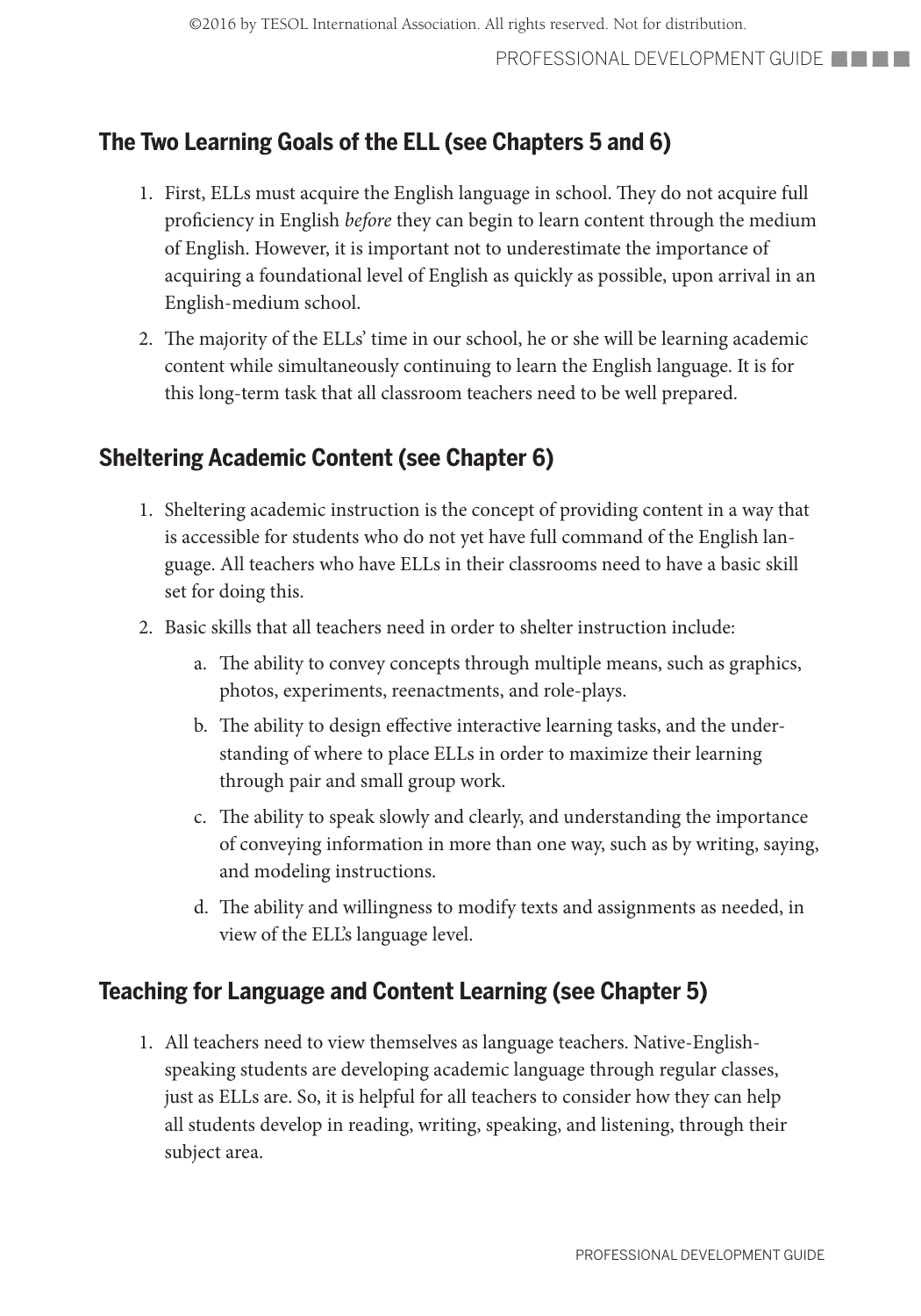## The Two Learning Goals of the ELL (see Chapters 5 and 6)

1. First, ELLs must acquire the English language in school. They do not acquire full proficiency in English *before* they can begin to learn content through the medium of English. However, it is important not to underestimate the importance of acquiring a foundational level of English as quickly as possible, upon arrival in an English-medium school.
2. The majority of the ELLs' time in our school, he or she will be learning academic content while simultaneously continuing to learn the English language. It is for this long-term task that all classroom teachers need to be well prepared.

## Sheltering Academic Content (see Chapter 6)

1. Sheltering academic instruction is the concept of providing content in a way that is accessible for students who do not yet have full command of the English language. All teachers who have ELLs in their classrooms need to have a basic skill set for doing this.
2. Basic skills that all teachers need in order to shelter instruction include:
   a. The ability to convey concepts through multiple means, such as graphics, photos, experiments, reenactments, and role-plays.
   b. The ability to design effective interactive learning tasks, and the understanding of where to place ELLs in order to maximize their learning through pair and small group work.
   c. The ability to speak slowly and clearly, and understanding the importance of conveying information in more than one way, such as by writing, saying, and modeling instructions.
   d. The ability and willingness to modify texts and assignments as needed, in view of the ELL's language level.

## Teaching for Language and Content Learning (see Chapter 5)

1. All teachers need to view themselves as language teachers. Native-English-speaking students are developing academic language through regular classes, just as ELLs are. So, it is helpful for all teachers to consider how they can help all students develop in reading, writing, speaking, and listening, through their subject area.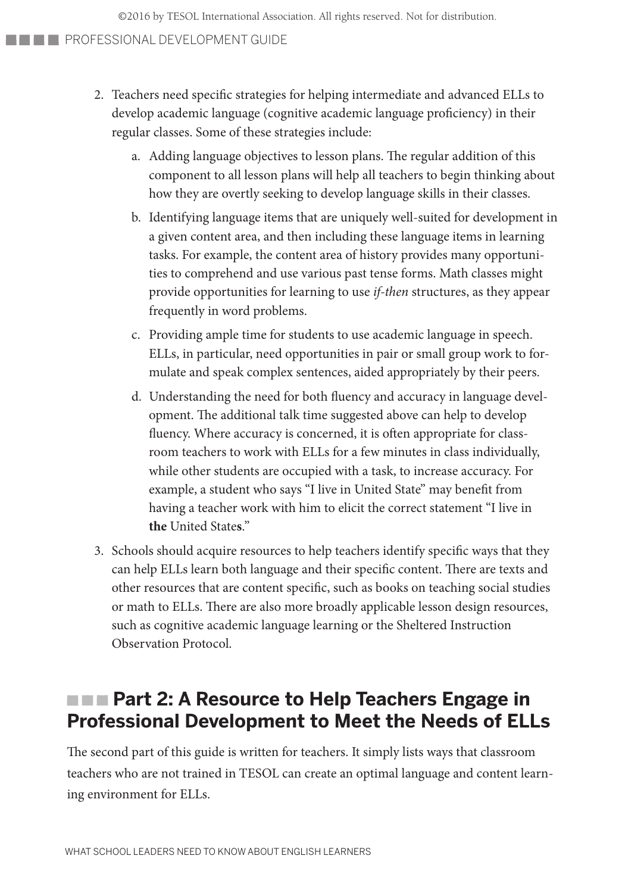2. Teachers need specific strategies for helping intermediate and advanced ELLs to develop academic language (cognitive academic language proficiency) in their regular classes. Some of these strategies include:
    a. Adding language objectives to lesson plans. The regular addition of this component to all lesson plans will help all teachers to begin thinking about how they are overtly seeking to develop language skills in their classes.
    b. Identifying language items that are uniquely well-suited for development in a given content area, and then including these language items in learning tasks. For example, the content area of history provides many opportunities to comprehend and use various past tense forms. Math classes might provide opportunities for learning to use *if-then* structures, as they appear frequently in word problems.
    c. Providing ample time for students to use academic language in speech. ELLs, in particular, need opportunities in pair or small group work to formulate and speak complex sentences, aided appropriately by their peers.
    d. Understanding the need for both fluency and accuracy in language development. The additional talk time suggested above can help to develop fluency. Where accuracy is concerned, it is often appropriate for classroom teachers to work with ELLs for a few minutes in class individually, while other students are occupied with a task, to increase accuracy. For example, a student who says "I live in United State" may benefit from having a teacher work with him to elicit the correct statement "I live in **the** United State**s**."
3. Schools should acquire resources to help teachers identify specific ways that they can help ELLs learn both language and their specific content. There are texts and other resources that are content specific, such as books on teaching social studies or math to ELLs. There are also more broadly applicable lesson design resources, such as cognitive academic language learning or the Sheltered Instruction Observation Protocol.

## Part 2: A Resource to Help Teachers Engage in Professional Development to Meet the Needs of ELLs

The second part of this guide is written for teachers. It simply lists ways that classroom teachers who are not trained in TESOL can create an optimal language and content learning environment for ELLs.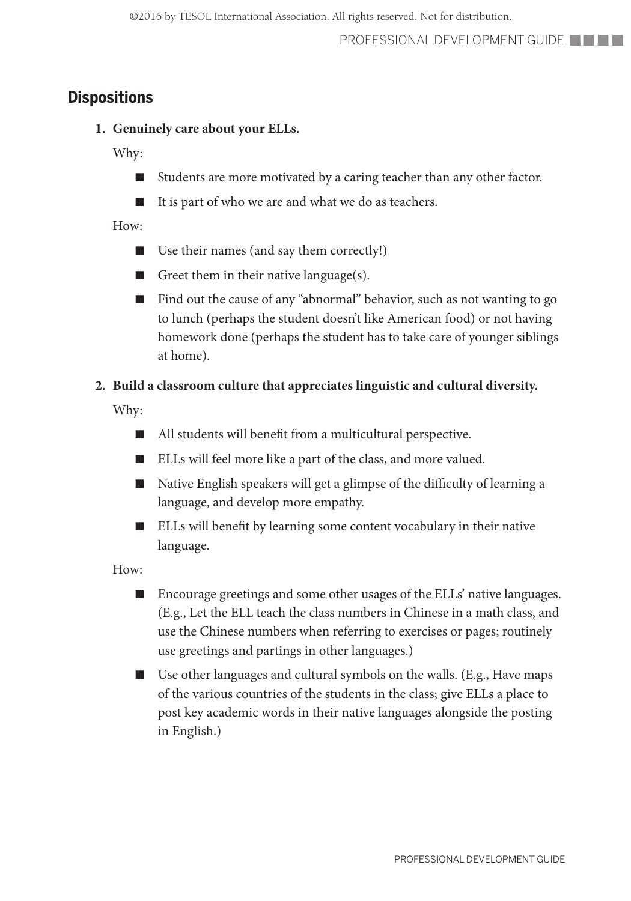## Dispositions

1. **Genuinely care about your ELLs.**

   Why:

   - Students are more motivated by a caring teacher than any other factor.
   - It is part of who we are and what we do as teachers.

   How:

   - Use their names (and say them correctly!)
   - Greet them in their native language(s).
   - Find out the cause of any "abnormal" behavior, such as not wanting to go to lunch (perhaps the student doesn't like American food) or not having homework done (perhaps the student has to take care of younger siblings at home).

2. **Build a classroom culture that appreciates linguistic and cultural diversity.**

   Why:

   - All students will benefit from a multicultural perspective.
   - ELLs will feel more like a part of the class, and more valued.
   - Native English speakers will get a glimpse of the difficulty of learning a language, and develop more empathy.
   - ELLs will benefit by learning some content vocabulary in their native language.

   How:

   - Encourage greetings and some other usages of the ELLs' native languages. (E.g., Let the ELL teach the class numbers in Chinese in a math class, and use the Chinese numbers when referring to exercises or pages; routinely use greetings and partings in other languages.)
   - Use other languages and cultural symbols on the walls. (E.g., Have maps of the various countries of the students in the class; give ELLs a place to post key academic words in their native languages alongside the posting in English.)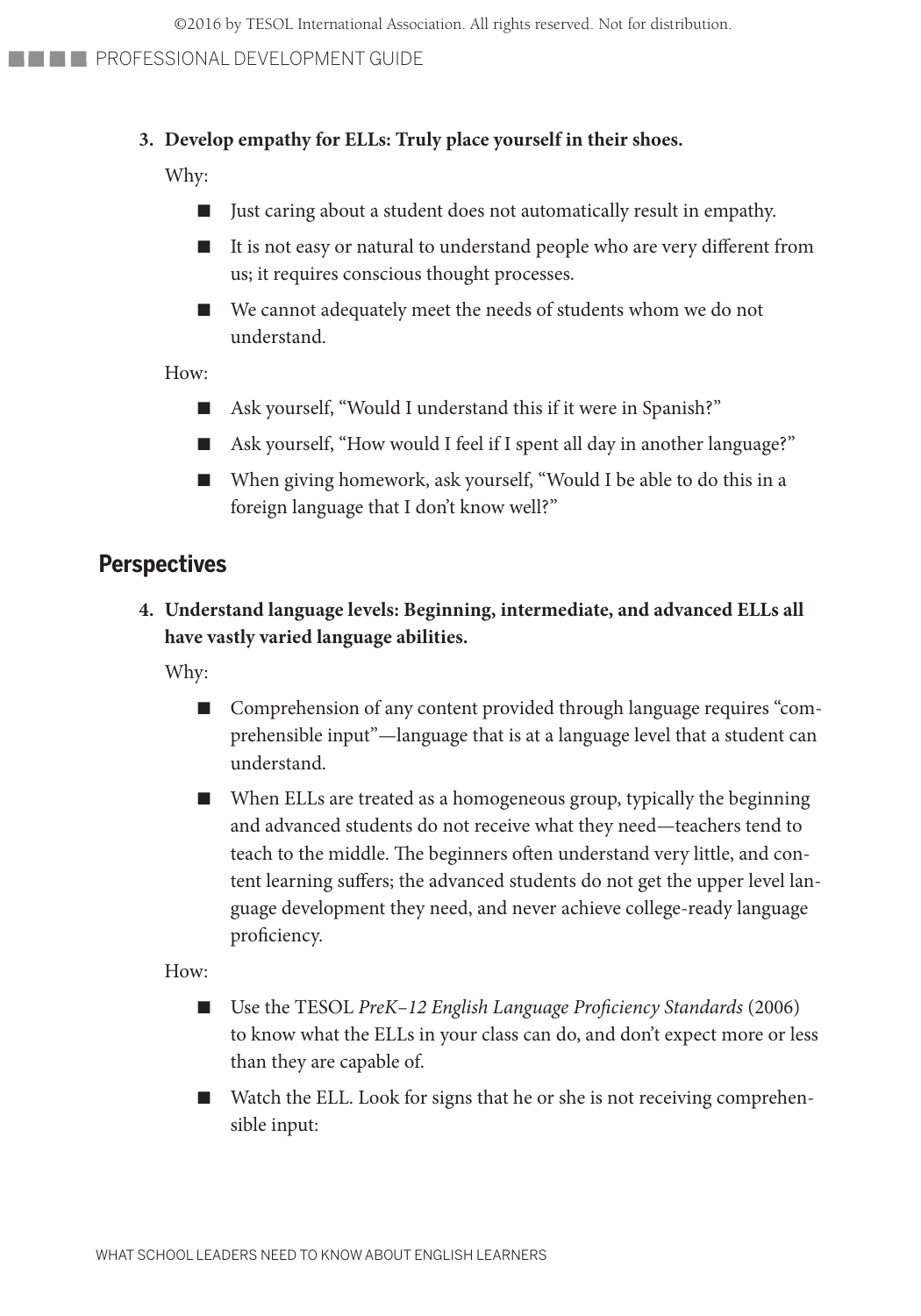**3. Develop empathy for ELLs: Truly place yourself in their shoes.**

Why:

- Just caring about a student does not automatically result in empathy.
- It is not easy or natural to understand people who are very different from us; it requires conscious thought processes.
- We cannot adequately meet the needs of students whom we do not understand.

How:

- Ask yourself, "Would I understand this if it were in Spanish?"
- Ask yourself, "How would I feel if I spent all day in another language?"
- When giving homework, ask yourself, "Would I be able to do this in a foreign language that I don't know well?"

## Perspectives

**4. Understand language levels: Beginning, intermediate, and advanced ELLs all have vastly varied language abilities.**

Why:

- Comprehension of any content provided through language requires "comprehensible input"—language that is at a language level that a student can understand.
- When ELLs are treated as a homogeneous group, typically the beginning and advanced students do not receive what they need—teachers tend to teach to the middle. The beginners often understand very little, and content learning suffers; the advanced students do not get the upper level language development they need, and never achieve college-ready language proficiency.

How:

- Use the TESOL *PreK–12 English Language Proficiency Standards* (2006) to know what the ELLs in your class can do, and don't expect more or less than they are capable of.
- Watch the ELL. Look for signs that he or she is not receiving comprehensible input: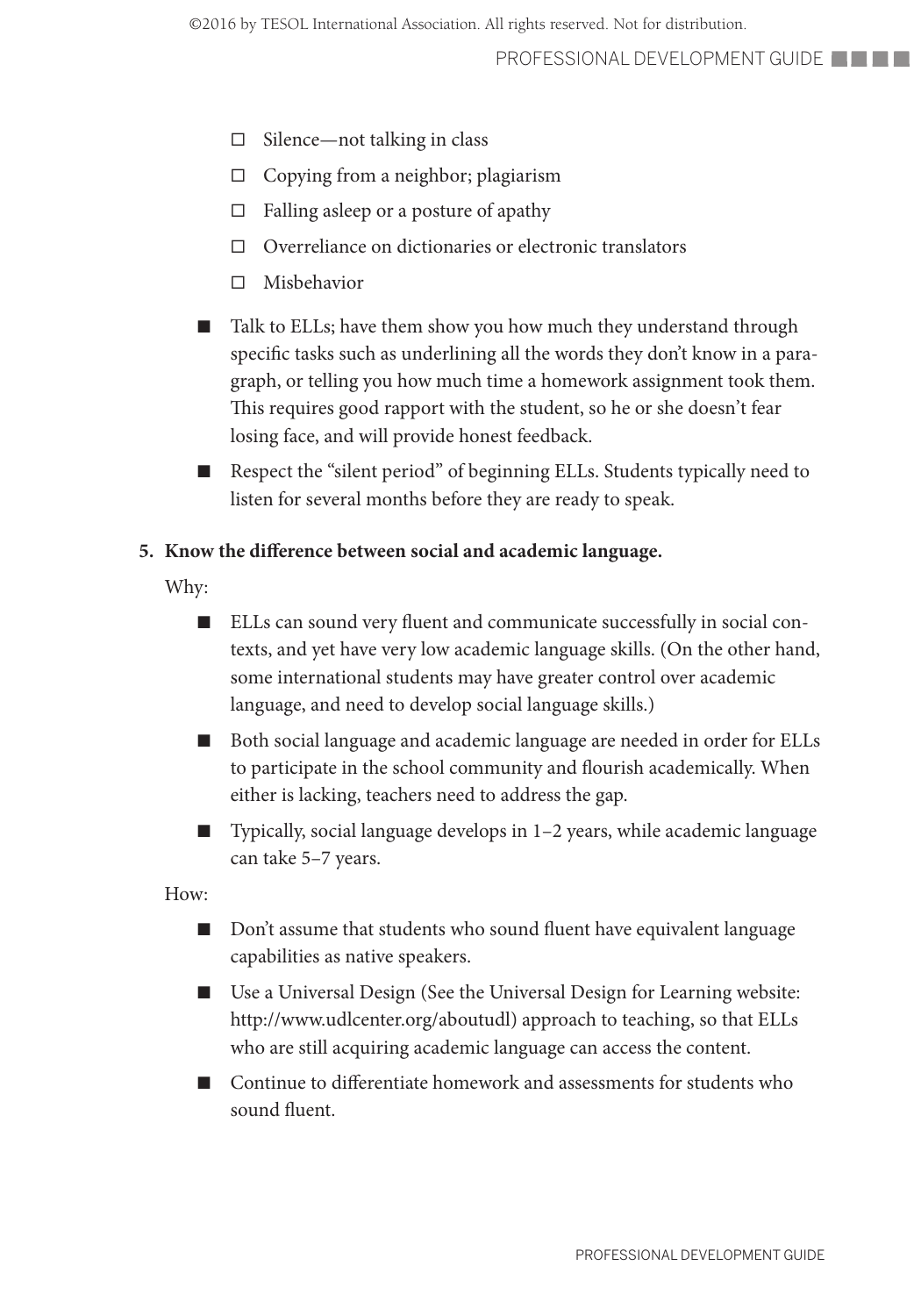- ☐ Silence—not talking in class
- ☐ Copying from a neighbor; plagiarism
- ☐ Falling asleep or a posture of apathy
- ☐ Overreliance on dictionaries or electronic translators
- ☐ Misbehavior

- Talk to ELLs; have them show you how much they understand through specific tasks such as underlining all the words they don't know in a paragraph, or telling you how much time a homework assignment took them. This requires good rapport with the student, so he or she doesn't fear losing face, and will provide honest feedback.
- Respect the "silent period" of beginning ELLs. Students typically need to listen for several months before they are ready to speak.

**5. Know the difference between social and academic language.**

Why:

- ELLs can sound very fluent and communicate successfully in social contexts, and yet have very low academic language skills. (On the other hand, some international students may have greater control over academic language, and need to develop social language skills.)
- Both social language and academic language are needed in order for ELLs to participate in the school community and flourish academically. When either is lacking, teachers need to address the gap.
- Typically, social language develops in 1–2 years, while academic language can take 5–7 years.

How:

- Don't assume that students who sound fluent have equivalent language capabilities as native speakers.
- Use a Universal Design (See the Universal Design for Learning website: http://www.udlcenter.org/aboutudl) approach to teaching, so that ELLs who are still acquiring academic language can access the content.
- Continue to differentiate homework and assessments for students who sound fluent.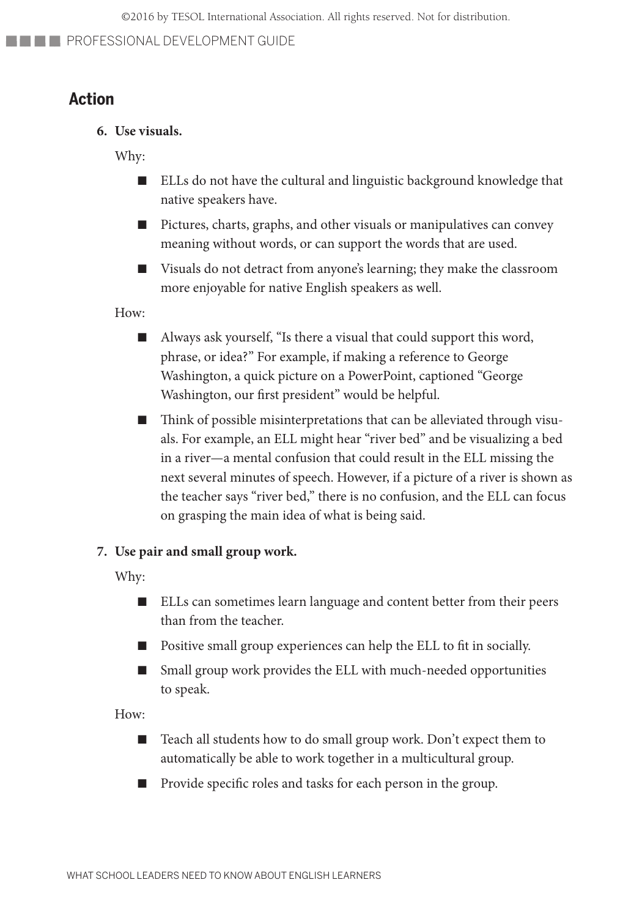## Action

6. **Use visuals.**

   Why:

   - ELLs do not have the cultural and linguistic background knowledge that native speakers have.
   - Pictures, charts, graphs, and other visuals or manipulatives can convey meaning without words, or can support the words that are used.
   - Visuals do not detract from anyone's learning; they make the classroom more enjoyable for native English speakers as well.

   How:

   - Always ask yourself, "Is there a visual that could support this word, phrase, or idea?" For example, if making a reference to George Washington, a quick picture on a PowerPoint, captioned "George Washington, our first president" would be helpful.
   - Think of possible misinterpretations that can be alleviated through visuals. For example, an ELL might hear "river bed" and be visualizing a bed in a river—a mental confusion that could result in the ELL missing the next several minutes of speech. However, if a picture of a river is shown as the teacher says "river bed," there is no confusion, and the ELL can focus on grasping the main idea of what is being said.

7. **Use pair and small group work.**

   Why:

   - ELLs can sometimes learn language and content better from their peers than from the teacher.
   - Positive small group experiences can help the ELL to fit in socially.
   - Small group work provides the ELL with much-needed opportunities to speak.

   How:

   - Teach all students how to do small group work. Don't expect them to automatically be able to work together in a multicultural group.
   - Provide specific roles and tasks for each person in the group.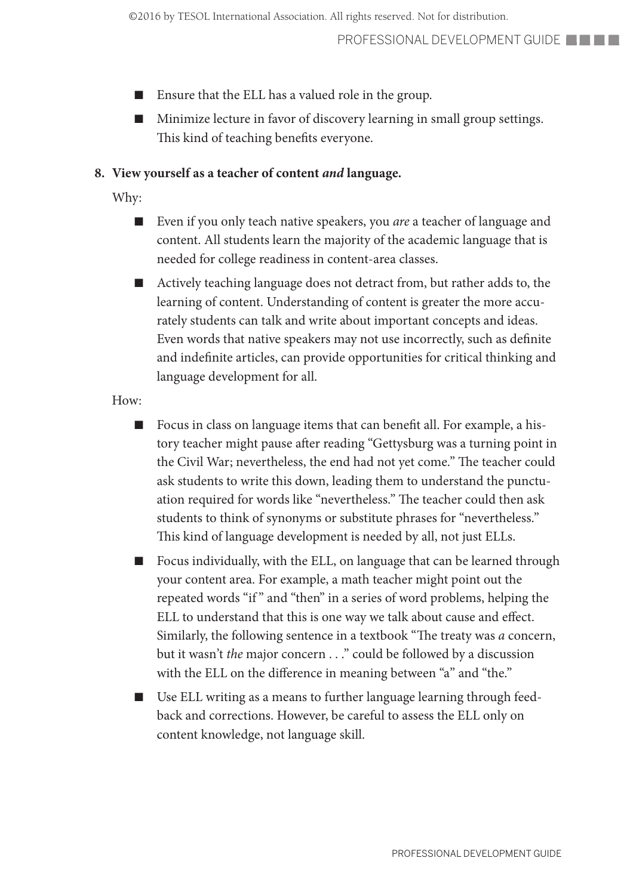- Ensure that the ELL has a valued role in the group.
- Minimize lecture in favor of discovery learning in small group settings. This kind of teaching benefits everyone.

**8. View yourself as a teacher of content *and* language.**

Why:

- Even if you only teach native speakers, you *are* a teacher of language and content. All students learn the majority of the academic language that is needed for college readiness in content-area classes.
- Actively teaching language does not detract from, but rather adds to, the learning of content. Understanding of content is greater the more accurately students can talk and write about important concepts and ideas. Even words that native speakers may not use incorrectly, such as definite and indefinite articles, can provide opportunities for critical thinking and language development for all.

How:

- Focus in class on language items that can benefit all. For example, a history teacher might pause after reading "Gettysburg was a turning point in the Civil War; nevertheless, the end had not yet come." The teacher could ask students to write this down, leading them to understand the punctuation required for words like "nevertheless." The teacher could then ask students to think of synonyms or substitute phrases for "nevertheless." This kind of language development is needed by all, not just ELLs.
- Focus individually, with the ELL, on language that can be learned through your content area. For example, a math teacher might point out the repeated words "if" and "then" in a series of word problems, helping the ELL to understand that this is one way we talk about cause and effect. Similarly, the following sentence in a textbook "The treaty was *a* concern, but it wasn't *the* major concern . . ." could be followed by a discussion with the ELL on the difference in meaning between "a" and "the."
- Use ELL writing as a means to further language learning through feedback and corrections. However, be careful to assess the ELL only on content knowledge, not language skill.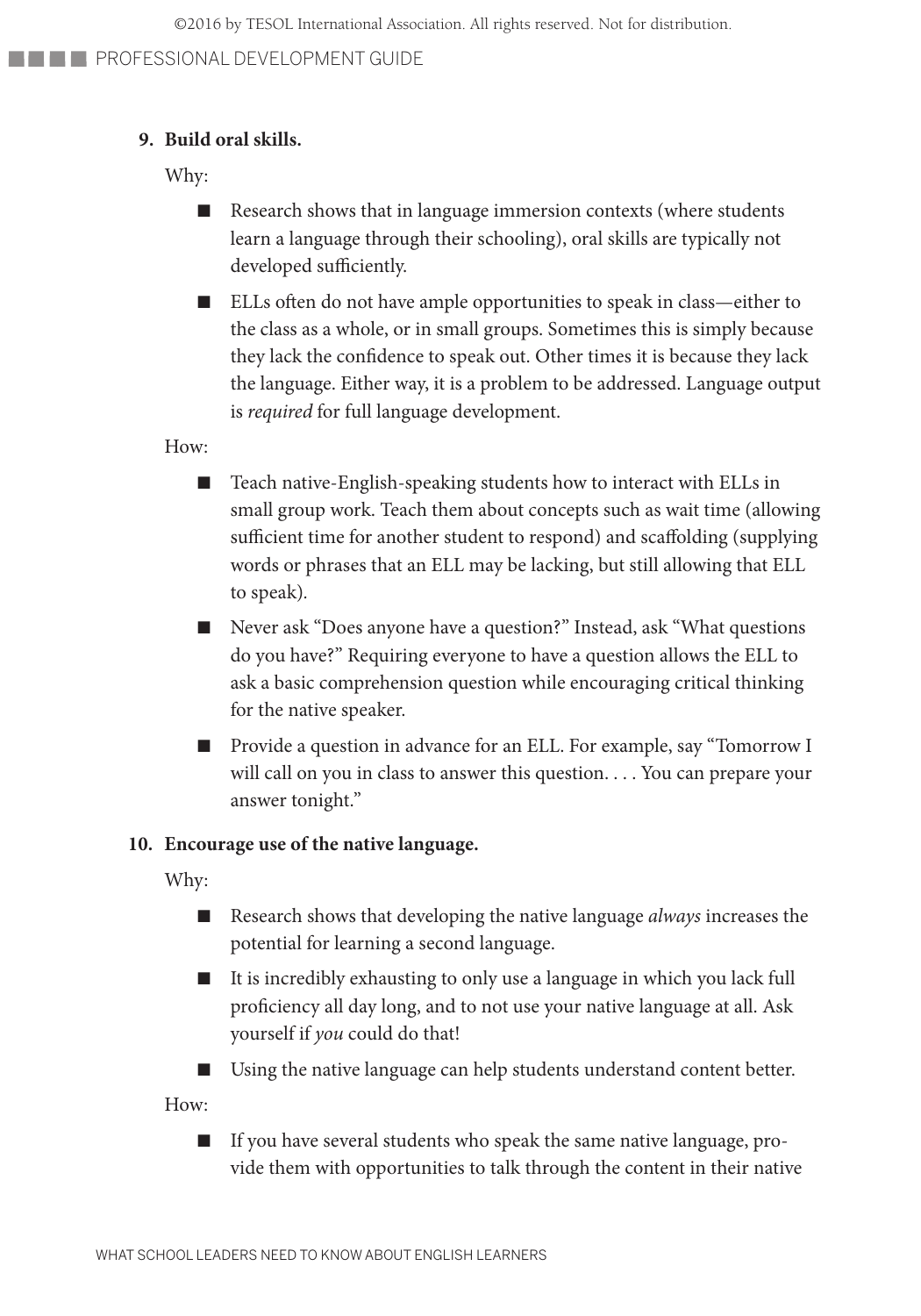9. **Build oral skills.**

   Why:

   - Research shows that in language immersion contexts (where students learn a language through their schooling), oral skills are typically not developed sufficiently.
   - ELLs often do not have ample opportunities to speak in class—either to the class as a whole, or in small groups. Sometimes this is simply because they lack the confidence to speak out. Other times it is because they lack the language. Either way, it is a problem to be addressed. Language output is *required* for full language development.

   How:

   - Teach native-English-speaking students how to interact with ELLs in small group work. Teach them about concepts such as wait time (allowing sufficient time for another student to respond) and scaffolding (supplying words or phrases that an ELL may be lacking, but still allowing that ELL to speak).
   - Never ask "Does anyone have a question?" Instead, ask "What questions do you have?" Requiring everyone to have a question allows the ELL to ask a basic comprehension question while encouraging critical thinking for the native speaker.
   - Provide a question in advance for an ELL. For example, say "Tomorrow I will call on you in class to answer this question. . . . You can prepare your answer tonight."

10. **Encourage use of the native language.**

    Why:

    - Research shows that developing the native language *always* increases the potential for learning a second language.
    - It is incredibly exhausting to only use a language in which you lack full proficiency all day long, and to not use your native language at all. Ask yourself if *you* could do that!
    - Using the native language can help students understand content better.

    How:

    - If you have several students who speak the same native language, provide them with opportunities to talk through the content in their native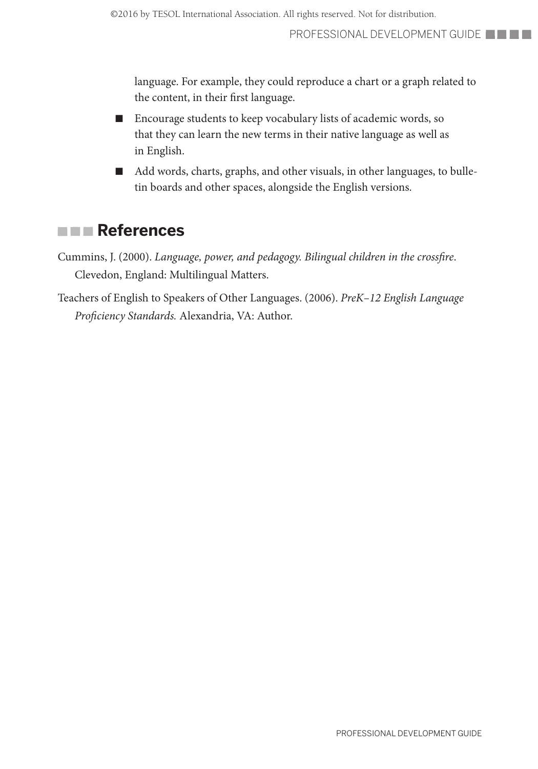language. For example, they could reproduce a chart or a graph related to the content, in their first language.

- Encourage students to keep vocabulary lists of academic words, so that they can learn the new terms in their native language as well as in English.
- Add words, charts, graphs, and other visuals, in other languages, to bulletin boards and other spaces, alongside the English versions.

## References

Cummins, J. (2000). *Language, power, and pedagogy. Bilingual children in the crossfire*. Clevedon, England: Multilingual Matters.

Teachers of English to Speakers of Other Languages. (2006). *PreK–12 English Language Proficiency Standards.* Alexandria, VA: Author.